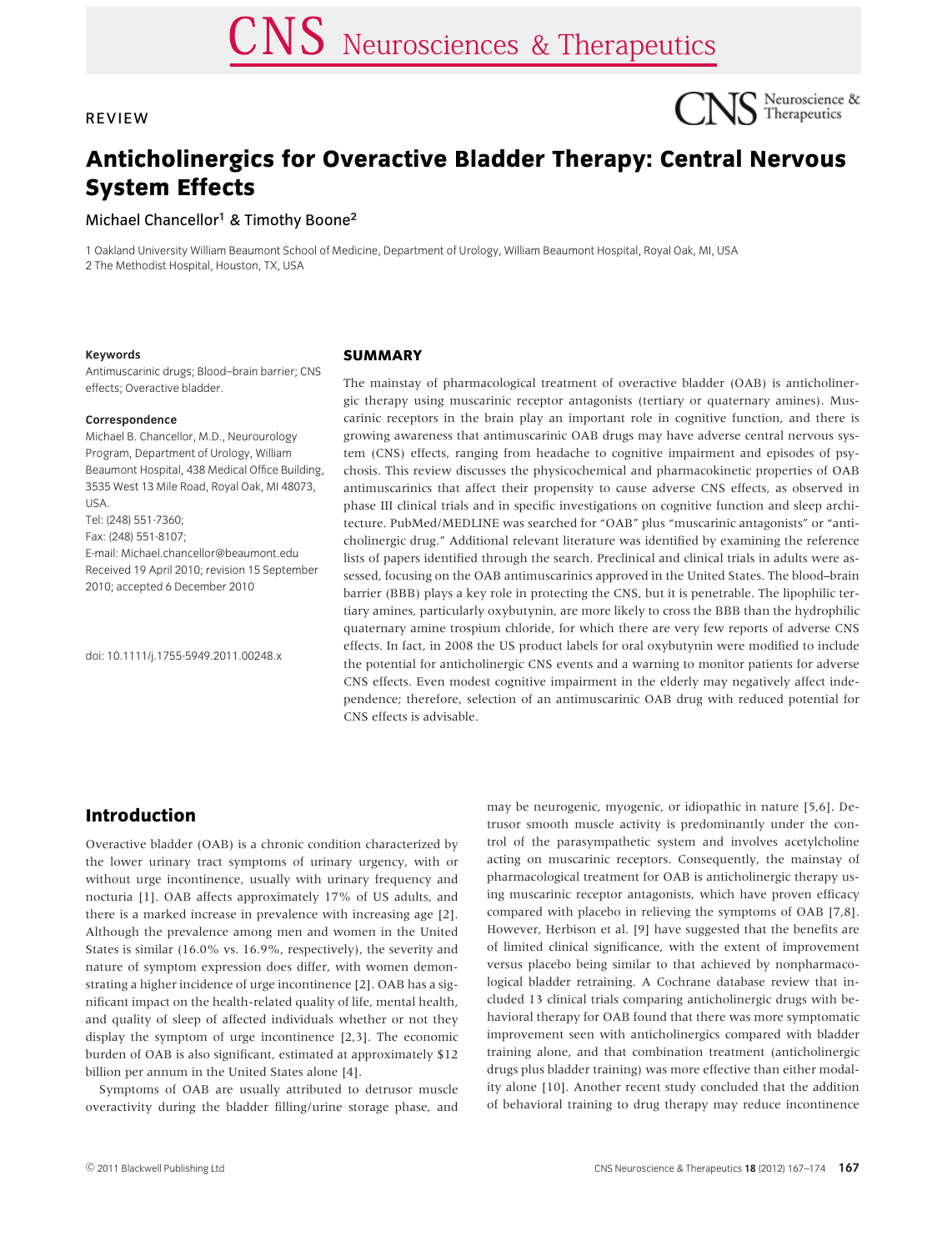REVIEW

# Anticholinergics for Overactive Bladder Therapy: Central Nervous System Effects

Michael Chancellor[1] & Timothy Boone[2]

1 Oakland University William Beaumont School of Medicine, Department of Urology, William Beaumont Hospital, Royal Oak, MI, USA
2 The Methodist Hospital, Houston, TX, USA

**Keywords**
Antimuscarinic drugs; Blood–brain barrier; CNS effects; Overactive bladder.

**Correspondence**
Michael B. Chancellor, M.D., Neurourology Program, Department of Urology, William Beaumont Hospital, 438 Medical Office Building, 3535 West 13 Mile Road, Royal Oak, MI 48073, USA.
Tel: (248) 551-7360;
Fax: (248) 551-8107;
E-mail: Michael.chancellor@beaumont.edu
Received 19 April 2010; revision 15 September 2010; accepted 6 December 2010

doi: 10.1111/j.1755-5949.2011.00248.x

## SUMMARY

The mainstay of pharmacological treatment of overactive bladder (OAB) is anticholinergic therapy using muscarinic receptor antagonists (tertiary or quaternary amines). Muscarinic receptors in the brain play an important role in cognitive function, and there is growing awareness that antimuscarinic OAB drugs may have adverse central nervous system (CNS) effects, ranging from headache to cognitive impairment and episodes of psychosis. This review discusses the physicochemical and pharmacokinetic properties of OAB antimuscarinics that affect their propensity to cause adverse CNS effects, as observed in phase III clinical trials and in specific investigations on cognitive function and sleep architecture. PubMed/MEDLINE was searched for "OAB" plus "muscarinic antagonists" or "anticholinergic drug." Additional relevant literature was identified by examining the reference lists of papers identified through the search. Preclinical and clinical trials in adults were assessed, focusing on the OAB antimuscarinics approved in the United States. The blood–brain barrier (BBB) plays a key role in protecting the CNS, but it is penetrable. The lipophilic tertiary amines, particularly oxybutynin, are more likely to cross the BBB than the hydrophilic quaternary amine trospium chloride, for which there are very few reports of adverse CNS effects. In fact, in 2008 the US product labels for oral oxybutynin were modified to include the potential for anticholinergic CNS events and a warning to monitor patients for adverse CNS effects. Even modest cognitive impairment in the elderly may negatively affect independence; therefore, selection of an antimuscarinic OAB drug with reduced potential for CNS effects is advisable.

## Introduction

Overactive bladder (OAB) is a chronic condition characterized by the lower urinary tract symptoms of urinary urgency, with or without urge incontinence, usually with urinary frequency and nocturia [1]. OAB affects approximately 17% of US adults, and there is a marked increase in prevalence with increasing age [2]. Although the prevalence among men and women in the United States is similar (16.0% vs. 16.9%, respectively), the severity and nature of symptom expression does differ, with women demonstrating a higher incidence of urge incontinence [2]. OAB has a significant impact on the health-related quality of life, mental health, and quality of sleep of affected individuals whether or not they display the symptom of urge incontinence [2,3]. The economic burden of OAB is also significant, estimated at approximately $12 billion per annum in the United States alone [4].

Symptoms of OAB are usually attributed to detrusor muscle overactivity during the bladder filling/urine storage phase, and may be neurogenic, myogenic, or idiopathic in nature [5,6]. Detrusor smooth muscle activity is predominantly under the control of the parasympathetic system and involves acetylcholine acting on muscarinic receptors. Consequently, the mainstay of pharmacological treatment for OAB is anticholinergic therapy using muscarinic receptor antagonists, which have proven efficacy compared with placebo in relieving the symptoms of OAB [7,8]. However, Herbison et al. [9] have suggested that the benefits are of limited clinical significance, with the extent of improvement versus placebo being similar to that achieved by nonpharmacological bladder retraining. A Cochrane database review that included 13 clinical trials comparing anticholinergic drugs with behavioral therapy for OAB found that there was more symptomatic improvement seen with anticholinergics compared with bladder training alone, and that combination treatment (anticholinergic drugs plus bladder training) was more effective than either modality alone [10]. Another recent study concluded that the addition of behavioral training to drug therapy may reduce incontinence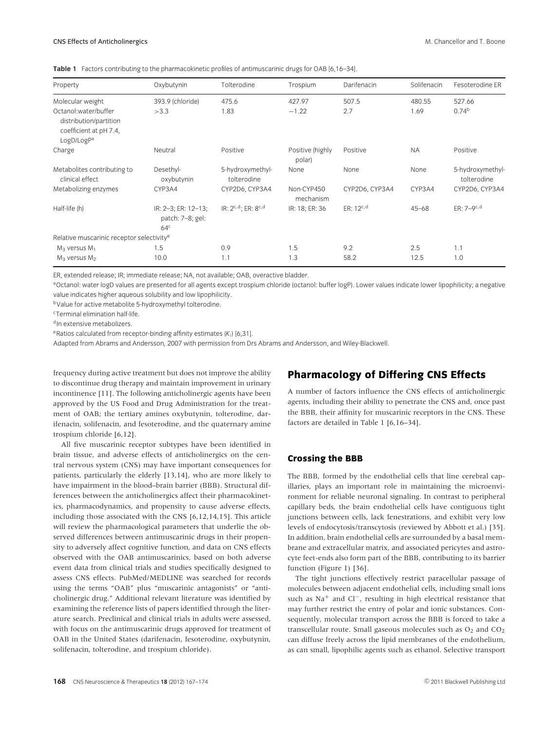**Table 1** Factors contributing to the pharmacokinetic profiles of antimuscarinic drugs for OAB [6,16–34].

| Property | Oxybutynin | Tolterodine | Trospium | Darifenacin | Solifenacin | Fesoterodine ER |
|---|---|---|---|---|---|---|
| Molecular weight | 393.9 (chloride) | 475.6 | 427.97 | 507.5 | 480.55 | 527.66 |
| Octanol:water/buffer distribution/partition coefficient at pH 7.4, LogD/LogP[a] | >3.3 | 1.83 | −1.22 | 2.7 | 1.69 | 0.74[b] |
| Charge | Neutral | Positive | Positive (highly polar) | Positive | NA | Positive |
| Metabolites contributing to clinical effect | Desethyl-oxybutynin | 5-hydroxymethyl-tolterodine | None | None | None | 5-hydroxymethyl-tolterodine |
| Metabolizing enzymes | CYP3A4 | CYP2D6, CYP3A4 | Non-CYP450 mechanism | CYP2D6, CYP3A4 | CYP3A4 | CYP2D6, CYP3A4 |
| Half-life (h) | IR: 2–3; ER: 12–13; patch: 7–8; gel: 64[c] | IR: 2[c,d]; ER: 8[c,d] | IR: 18; ER: 36 | ER: 12[c,d] | 45–68 | ER: 7–9[c,d] |
| Relative muscarinic receptor selectivity[e] | | | | | | |
| $M_3$ versus $M_1$ | 1.5 | 0.9 | 1.5 | 9.2 | 2.5 | 1.1 |
| $M_3$ versus $M_2$ | 10.0 | 1.1 | 1.3 | 58.2 | 12.5 | 1.0 |

ER, extended release; IR; immediate release; NA, not available; OAB, overactive bladder.

[a]Octanol: water logD values are presented for all agents except trospium chloride (octanol: buffer logP). Lower values indicate lower lipophilicity; a negative value indicates higher aqueous solubility and low lipophilicity.

[b]Value for active metabolite 5-hydroxymethyl tolterodine.

[c]Terminal elimination half-life.

[d]In extensive metabolizers.

[e]Ratios calculated from receptor-binding affinity estimates ($K_i$) [6,31].

Adapted from Abrams and Andersson, 2007 with permission from Drs Abrams and Andersson, and Wiley-Blackwell.

frequency during active treatment but does not improve the ability to discontinue drug therapy and maintain improvement in urinary incontinence [11]. The following anticholinergic agents have been approved by the US Food and Drug Administration for the treatment of OAB; the tertiary amines oxybutynin, tolterodine, darifenacin, solifenacin, and fesoterodine, and the quaternary amine trospium chloride [6,12].

All five muscarinic receptor subtypes have been identified in brain tissue, and adverse effects of anticholinergics on the central nervous system (CNS) may have important consequences for patients, particularly the elderly [13,14], who are more likely to have impairment in the blood–brain barrier (BBB). Structural differences between the anticholinergics affect their pharmacokinetics, pharmacodynamics, and propensity to cause adverse effects, including those associated with the CNS [6,12,14,15]. This article will review the pharmacological parameters that underlie the observed differences between antimuscarinic drugs in their propensity to adversely affect cognitive function, and data on CNS effects observed with the OAB antimuscarinics, based on both adverse event data from clinical trials and studies specifically designed to assess CNS effects. PubMed/MEDLINE was searched for records using the terms "OAB" plus "muscarinic antagonists" or "anticholinergic drug." Additional relevant literature was identified by examining the reference lists of papers identified through the literature search. Preclinical and clinical trials in adults were assessed, with focus on the antimuscarinic drugs approved for treatment of OAB in the United States (darifenacin, fesoterodine, oxybutynin, solifenacin, tolterodine, and trospium chloride).

## Pharmacology of Differing CNS Effects

A number of factors influence the CNS effects of anticholinergic agents, including their ability to penetrate the CNS and, once past the BBB, their affinity for muscarinic receptors in the CNS. These factors are detailed in Table 1 [6,16–34].

### Crossing the BBB

The BBB, formed by the endothelial cells that line cerebral capillaries, plays an important role in maintaining the microenvironment for reliable neuronal signaling. In contrast to peripheral capillary beds, the brain endothelial cells have contiguous tight junctions between cells, lack fenestrations, and exhibit very low levels of endocytosis/transcytosis (reviewed by Abbott et al.) [35]. In addition, brain endothelial cells are surrounded by a basal membrane and extracellular matrix, and associated pericytes and astrocyte feet-ends also form part of the BBB, contributing to its barrier function (Figure 1) [36].

The tight junctions effectively restrict paracellular passage of molecules between adjacent endothelial cells, including small ions such as $Na^{+}$ and $Cl^{-}$, resulting in high electrical resistance that may further restrict the entry of polar and ionic substances. Consequently, molecular transport across the BBB is forced to take a transcellular route. Small gaseous molecules such as $O_2$ and $CO_2$ can diffuse freely across the lipid membranes of the endothelium, as can small, lipophilic agents such as ethanol. Selective transport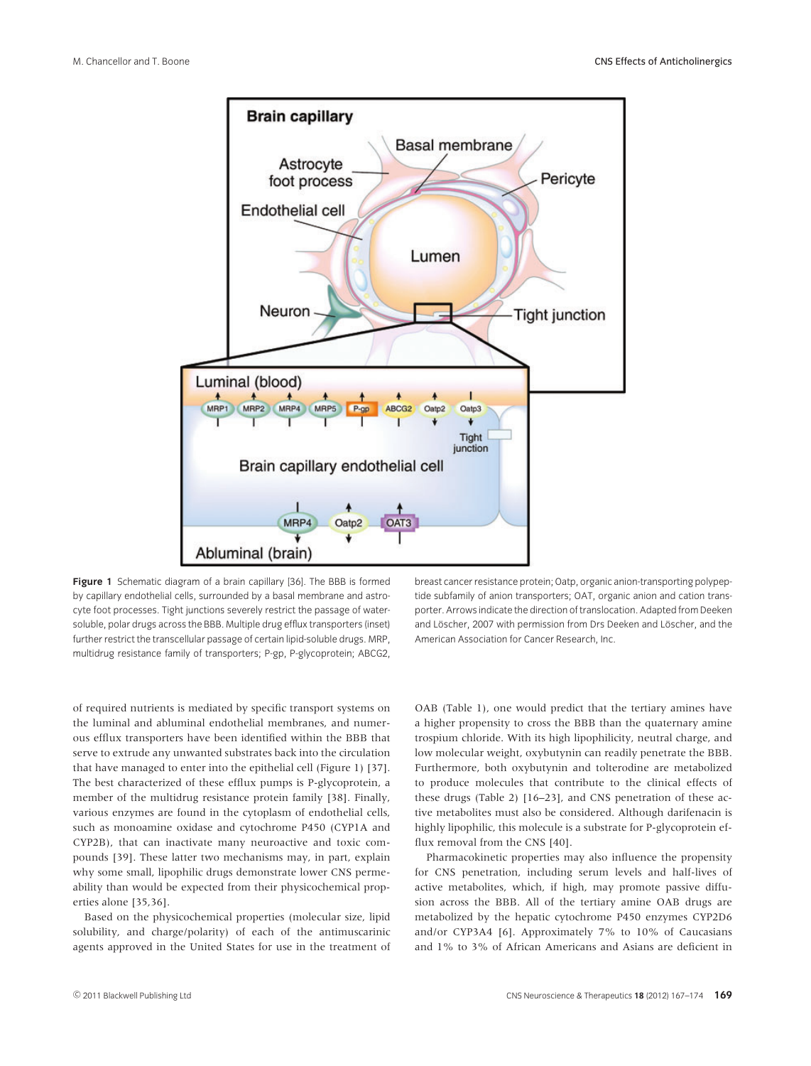**Figure 1** Schematic diagram of a brain capillary [36]. The BBB is formed by capillary endothelial cells, surrounded by a basal membrane and astrocyte foot processes. Tight junctions severely restrict the passage of water-soluble, polar drugs across the BBB. Multiple drug efflux transporters (inset) further restrict the transcellular passage of certain lipid-soluble drugs. MRP, multidrug resistance family of transporters; P-gp, P-glycoprotein; ABCG2, breast cancer resistance protein; Oatp, organic anion-transporting polypeptide subfamily of anion transporters; OAT, organic anion and cation transporter. Arrows indicate the direction of translocation. Adapted from Deeken and Löscher, 2007 with permission from Drs Deeken and Löscher, and the American Association for Cancer Research, Inc.

of required nutrients is mediated by specific transport systems on the luminal and abluminal endothelial membranes, and numerous efflux transporters have been identified within the BBB that serve to extrude any unwanted substrates back into the circulation that have managed to enter into the epithelial cell (Figure 1) [37]. The best characterized of these efflux pumps is P-glycoprotein, a member of the multidrug resistance protein family [38]. Finally, various enzymes are found in the cytoplasm of endothelial cells, such as monoamine oxidase and cytochrome P450 (CYP1A and CYP2B), that can inactivate many neuroactive and toxic compounds [39]. These latter two mechanisms may, in part, explain why some small, lipophilic drugs demonstrate lower CNS permeability than would be expected from their physicochemical properties alone [35,36].

Based on the physicochemical properties (molecular size, lipid solubility, and charge/polarity) of each of the antimuscarinic agents approved in the United States for use in the treatment of OAB (Table 1), one would predict that the tertiary amines have a higher propensity to cross the BBB than the quaternary amine trospium chloride. With its high lipophilicity, neutral charge, and low molecular weight, oxybutynin can readily penetrate the BBB. Furthermore, both oxybutynin and tolterodine are metabolized to produce molecules that contribute to the clinical effects of these drugs (Table 2) [16–23], and CNS penetration of these active metabolites must also be considered. Although darifenacin is highly lipophilic, this molecule is a substrate for P-glycoprotein efflux removal from the CNS [40].

Pharmacokinetic properties may also influence the propensity for CNS penetration, including serum levels and half-lives of active metabolites, which, if high, may promote passive diffusion across the BBB. All of the tertiary amine OAB drugs are metabolized by the hepatic cytochrome P450 enzymes CYP2D6 and/or CYP3A4 [6]. Approximately 7% to 10% of Caucasians and 1% to 3% of African Americans and Asians are deficient in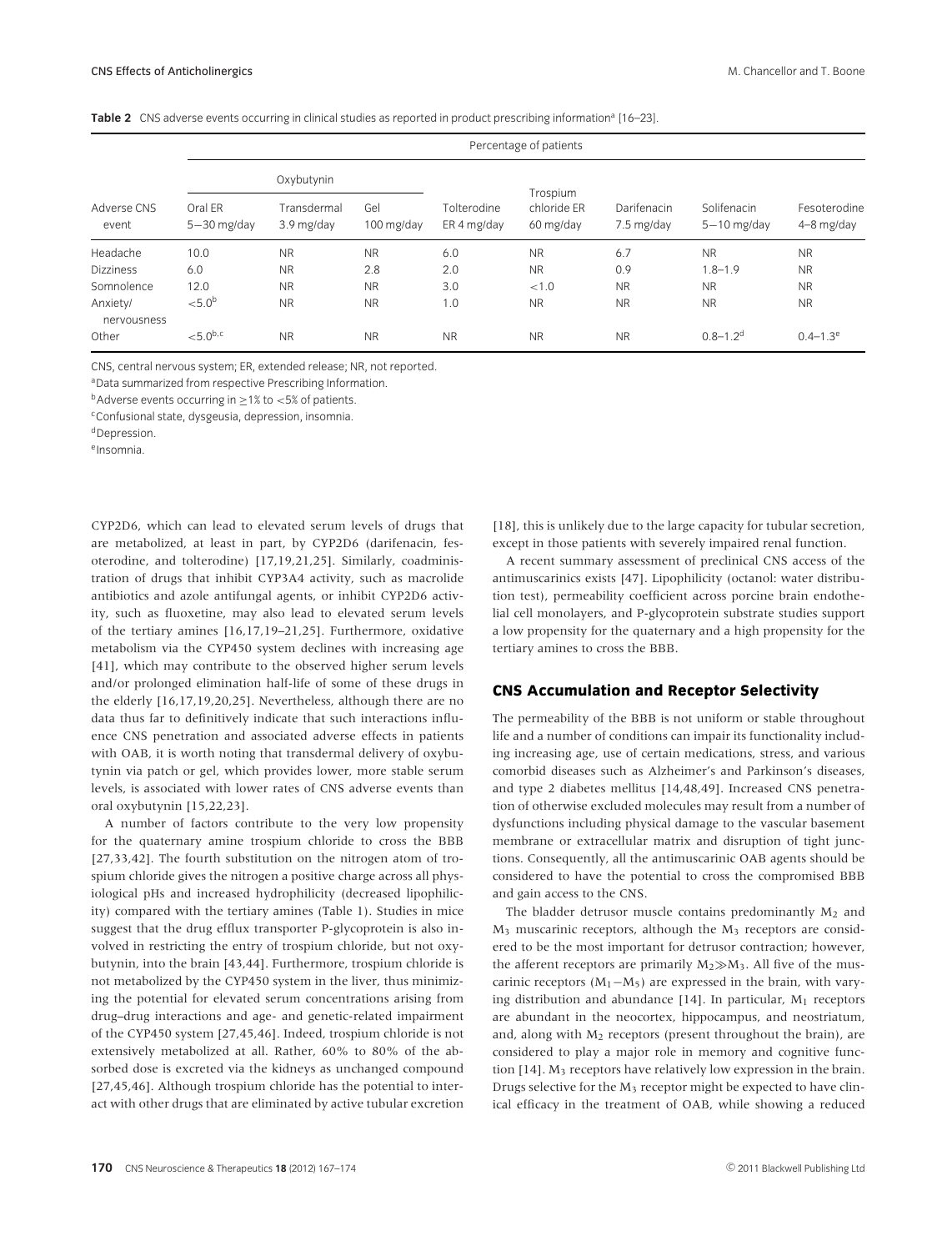**Table 2** CNS adverse events occurring in clinical studies as reported in product prescribing information[a] [16–23].

| | Percentage of patients | | | | | | | |
|---|---|---|---|---|---|---|---|---|
| | Oxybutynin | | | | | | | |
| Adverse CNS event | Oral ER 5–30 mg/day | Transdermal 3.9 mg/day | Gel 100 mg/day | Tolterodine ER 4 mg/day | Trospium chloride ER 60 mg/day | Darifenacin 7.5 mg/day | Solifenacin 5–10 mg/day | Fesoterodine 4–8 mg/day |
| Headache | 10.0 | NR | NR | 6.0 | NR | 6.7 | NR | NR |
| Dizziness | 6.0 | NR | 2.8 | 2.0 | NR | 0.9 | 1.8–1.9 | NR |
| Somnolence | 12.0 | NR | NR | 3.0 | <1.0 | NR | NR | NR |
| Anxiety/ nervousness | <5.0[b] | NR | NR | 1.0 | NR | NR | NR | NR |
| Other | <5.0[b,c] | NR | NR | NR | NR | NR | 0.8–1.2[d] | 0.4–1.3[e] |

CNS, central nervous system; ER, extended release; NR, not reported.

[a]Data summarized from respective Prescribing Information.

[b]Adverse events occurring in ≥1% to <5% of patients.

[c]Confusional state, dysgeusia, depression, insomnia.

[d]Depression.

[e]Insomnia.

CYP2D6, which can lead to elevated serum levels of drugs that are metabolized, at least in part, by CYP2D6 (darifenacin, fesoterodine, and tolterodine) [17,19,21,25]. Similarly, coadministration of drugs that inhibit CYP3A4 activity, such as macrolide antibiotics and azole antifungal agents, or inhibit CYP2D6 activity, such as fluoxetine, may also lead to elevated serum levels of the tertiary amines [16,17,19–21,25]. Furthermore, oxidative metabolism via the CYP450 system declines with increasing age [41], which may contribute to the observed higher serum levels and/or prolonged elimination half-life of some of these drugs in the elderly [16,17,19,20,25]. Nevertheless, although there are no data thus far to definitively indicate that such interactions influence CNS penetration and associated adverse effects in patients with OAB, it is worth noting that transdermal delivery of oxybutynin via patch or gel, which provides lower, more stable serum levels, is associated with lower rates of CNS adverse events than oral oxybutynin [15,22,23].

A number of factors contribute to the very low propensity for the quaternary amine trospium chloride to cross the BBB [27,33,42]. The fourth substitution on the nitrogen atom of trospium chloride gives the nitrogen a positive charge across all physiological pHs and increased hydrophilicity (decreased lipophilicity) compared with the tertiary amines (Table 1). Studies in mice suggest that the drug efflux transporter P-glycoprotein is also involved in restricting the entry of trospium chloride, but not oxybutynin, into the brain [43,44]. Furthermore, trospium chloride is not metabolized by the CYP450 system in the liver, thus minimizing the potential for elevated serum concentrations arising from drug–drug interactions and age- and genetic-related impairment of the CYP450 system [27,45,46]. Indeed, trospium chloride is not extensively metabolized at all. Rather, 60% to 80% of the absorbed dose is excreted via the kidneys as unchanged compound [27,45,46]. Although trospium chloride has the potential to interact with other drugs that are eliminated by active tubular excretion [18], this is unlikely due to the large capacity for tubular secretion, except in those patients with severely impaired renal function.

A recent summary assessment of preclinical CNS access of the antimuscarinics exists [47]. Lipophilicity (octanol: water distribution test), permeability coefficient across porcine brain endothelial cell monolayers, and P-glycoprotein substrate studies support a low propensity for the quaternary and a high propensity for the tertiary amines to cross the BBB.

## CNS Accumulation and Receptor Selectivity

The permeability of the BBB is not uniform or stable throughout life and a number of conditions can impair its functionality including increasing age, use of certain medications, stress, and various comorbid diseases such as Alzheimer's and Parkinson's diseases, and type 2 diabetes mellitus [14,48,49]. Increased CNS penetration of otherwise excluded molecules may result from a number of dysfunctions including physical damage to the vascular basement membrane or extracellular matrix and disruption of tight junctions. Consequently, all the antimuscarinic OAB agents should be considered to have the potential to cross the compromised BBB and gain access to the CNS.

The bladder detrusor muscle contains predominantly $M_2$ and $M_3$ muscarinic receptors, although the $M_3$ receptors are considered to be the most important for detrusor contraction; however, the afferent receptors are primarily $M_2 \gg M_3$. All five of the muscarinic receptors ($M_1-M_5$) are expressed in the brain, with varying distribution and abundance [14]. In particular, $M_1$ receptors are abundant in the neocortex, hippocampus, and neostriatum, and, along with $M_2$ receptors (present throughout the brain), are considered to play a major role in memory and cognitive function [14]. $M_3$ receptors have relatively low expression in the brain. Drugs selective for the $M_3$ receptor might be expected to have clinical efficacy in the treatment of OAB, while showing a reduced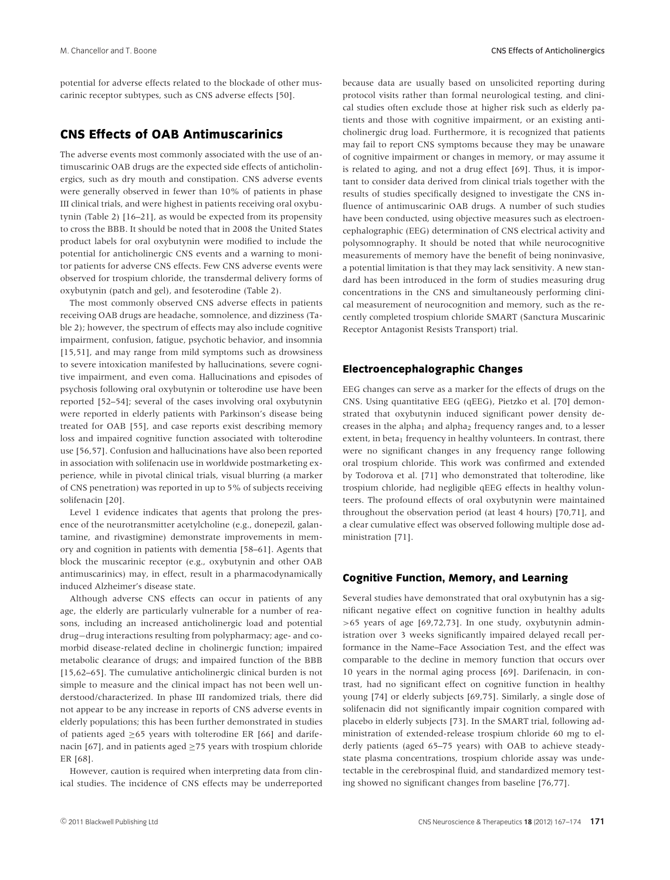potential for adverse effects related to the blockade of other muscarinic receptor subtypes, such as CNS adverse effects [50].

## CNS Effects of OAB Antimuscarinics

The adverse events most commonly associated with the use of antimuscarinic OAB drugs are the expected side effects of anticholinergics, such as dry mouth and constipation. CNS adverse events were generally observed in fewer than 10% of patients in phase III clinical trials, and were highest in patients receiving oral oxybutynin (Table 2) [16–21], as would be expected from its propensity to cross the BBB. It should be noted that in 2008 the United States product labels for oral oxybutynin were modified to include the potential for anticholinergic CNS events and a warning to monitor patients for adverse CNS effects. Few CNS adverse events were observed for trospium chloride, the transdermal delivery forms of oxybutynin (patch and gel), and fesoterodine (Table 2).

The most commonly observed CNS adverse effects in patients receiving OAB drugs are headache, somnolence, and dizziness (Table 2); however, the spectrum of effects may also include cognitive impairment, confusion, fatigue, psychotic behavior, and insomnia [15,51], and may range from mild symptoms such as drowsiness to severe intoxication manifested by hallucinations, severe cognitive impairment, and even coma. Hallucinations and episodes of psychosis following oral oxybutynin or tolterodine use have been reported [52–54]; several of the cases involving oral oxybutynin were reported in elderly patients with Parkinson's disease being treated for OAB [55], and case reports exist describing memory loss and impaired cognitive function associated with tolterodine use [56,57]. Confusion and hallucinations have also been reported in association with solifenacin use in worldwide postmarketing experience, while in pivotal clinical trials, visual blurring (a marker of CNS penetration) was reported in up to 5% of subjects receiving solifenacin [20].

Level 1 evidence indicates that agents that prolong the presence of the neurotransmitter acetylcholine (e.g., donepezil, galantamine, and rivastigmine) demonstrate improvements in memory and cognition in patients with dementia [58–61]. Agents that block the muscarinic receptor (e.g., oxybutynin and other OAB antimuscarinics) may, in effect, result in a pharmacodynamically induced Alzheimer's disease state.

Although adverse CNS effects can occur in patients of any age, the elderly are particularly vulnerable for a number of reasons, including an increased anticholinergic load and potential drug–drug interactions resulting from polypharmacy; age- and comorbid disease-related decline in cholinergic function; impaired metabolic clearance of drugs; and impaired function of the BBB [15,62–65]. The cumulative anticholinergic clinical burden is not simple to measure and the clinical impact has not been well understood/characterized. In phase III randomized trials, there did not appear to be any increase in reports of CNS adverse events in elderly populations; this has been further demonstrated in studies of patients aged ≥65 years with tolterodine ER [66] and darifenacin [67], and in patients aged ≥75 years with trospium chloride ER [68].

However, caution is required when interpreting data from clinical studies. The incidence of CNS effects may be underreported because data are usually based on unsolicited reporting during protocol visits rather than formal neurological testing, and clinical studies often exclude those at higher risk such as elderly patients and those with cognitive impairment, or an existing anticholinergic drug load. Furthermore, it is recognized that patients may fail to report CNS symptoms because they may be unaware of cognitive impairment or changes in memory, or may assume it is related to aging, and not a drug effect [69]. Thus, it is important to consider data derived from clinical trials together with the results of studies specifically designed to investigate the CNS influence of antimuscarinic OAB drugs. A number of such studies have been conducted, using objective measures such as electroencephalographic (EEG) determination of CNS electrical activity and polysomnography. It should be noted that while neurocognitive measurements of memory have the benefit of being noninvasive, a potential limitation is that they may lack sensitivity. A new standard has been introduced in the form of studies measuring drug concentrations in the CNS and simultaneously performing clinical measurement of neurocognition and memory, such as the recently completed trospium chloride SMART (Sanctura Muscarinic Receptor Antagonist Resists Transport) trial.

### Electroencephalographic Changes

EEG changes can serve as a marker for the effects of drugs on the CNS. Using quantitative EEG (qEEG), Pietzko et al. [70] demonstrated that oxybutynin induced significant power density decreases in the $alpha_1$ and $alpha_2$ frequency ranges and, to a lesser extent, in $beta_1$ frequency in healthy volunteers. In contrast, there were no significant changes in any frequency range following oral trospium chloride. This work was confirmed and extended by Todorova et al. [71] who demonstrated that tolterodine, like trospium chloride, had negligible qEEG effects in healthy volunteers. The profound effects of oral oxybutynin were maintained throughout the observation period (at least 4 hours) [70,71], and a clear cumulative effect was observed following multiple dose administration [71].

### Cognitive Function, Memory, and Learning

Several studies have demonstrated that oral oxybutynin has a significant negative effect on cognitive function in healthy adults >65 years of age [69,72,73]. In one study, oxybutynin administration over 3 weeks significantly impaired delayed recall performance in the Name–Face Association Test, and the effect was comparable to the decline in memory function that occurs over 10 years in the normal aging process [69]. Darifenacin, in contrast, had no significant effect on cognitive function in healthy young [74] or elderly subjects [69,75]. Similarly, a single dose of solifenacin did not significantly impair cognition compared with placebo in elderly subjects [73]. In the SMART trial, following administration of extended-release trospium chloride 60 mg to elderly patients (aged 65–75 years) with OAB to achieve steady-state plasma concentrations, trospium chloride assay was undetectable in the cerebrospinal fluid, and standardized memory testing showed no significant changes from baseline [76,77].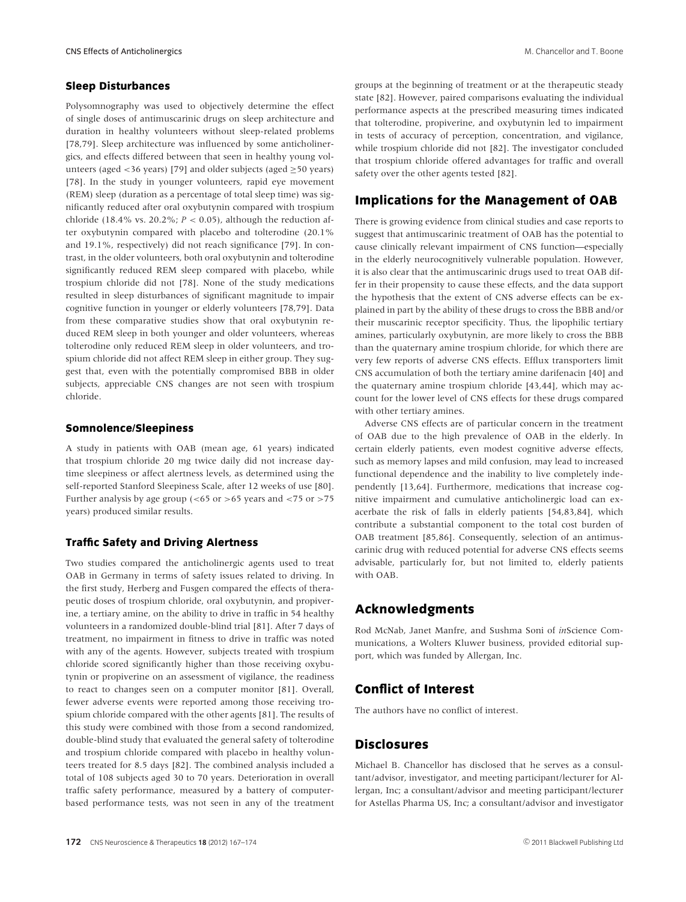### Sleep Disturbances

Polysomnography was used to objectively determine the effect of single doses of antimuscarinic drugs on sleep architecture and duration in healthy volunteers without sleep-related problems [78,79]. Sleep architecture was influenced by some anticholinergics, and effects differed between that seen in healthy young volunteers (aged <36 years) [79] and older subjects (aged ≥50 years) [78]. In the study in younger volunteers, rapid eye movement (REM) sleep (duration as a percentage of total sleep time) was significantly reduced after oral oxybutynin compared with trospium chloride (18.4% vs. 20.2%; $P < 0.05$), although the reduction after oxybutynin compared with placebo and tolterodine (20.1% and 19.1%, respectively) did not reach significance [79]. In contrast, in the older volunteers, both oral oxybutynin and tolterodine significantly reduced REM sleep compared with placebo, while trospium chloride did not [78]. None of the study medications resulted in sleep disturbances of significant magnitude to impair cognitive function in younger or elderly volunteers [78,79]. Data from these comparative studies show that oral oxybutynin reduced REM sleep in both younger and older volunteers, whereas tolterodine only reduced REM sleep in older volunteers, and trospium chloride did not affect REM sleep in either group. They suggest that, even with the potentially compromised BBB in older subjects, appreciable CNS changes are not seen with trospium chloride.

### Somnolence/Sleepiness

A study in patients with OAB (mean age, 61 years) indicated that trospium chloride 20 mg twice daily did not increase daytime sleepiness or affect alertness levels, as determined using the self-reported Stanford Sleepiness Scale, after 12 weeks of use [80]. Further analysis by age group (<65 or >65 years and <75 or >75 years) produced similar results.

### Traffic Safety and Driving Alertness

Two studies compared the anticholinergic agents used to treat OAB in Germany in terms of safety issues related to driving. In the first study, Herberg and Fusgen compared the effects of therapeutic doses of trospium chloride, oral oxybutynin, and propiverine, a tertiary amine, on the ability to drive in traffic in 54 healthy volunteers in a randomized double-blind trial [81]. After 7 days of treatment, no impairment in fitness to drive in traffic was noted with any of the agents. However, subjects treated with trospium chloride scored significantly higher than those receiving oxybutynin or propiverine on an assessment of vigilance, the readiness to react to changes seen on a computer monitor [81]. Overall, fewer adverse events were reported among those receiving trospium chloride compared with the other agents [81]. The results of this study were combined with those from a second randomized, double-blind study that evaluated the general safety of tolterodine and trospium chloride compared with placebo in healthy volunteers treated for 8.5 days [82]. The combined analysis included a total of 108 subjects aged 30 to 70 years. Deterioration in overall traffic safety performance, measured by a battery of computer-based performance tests, was not seen in any of the treatment groups at the beginning of treatment or at the therapeutic steady state [82]. However, paired comparisons evaluating the individual performance aspects at the prescribed measuring times indicated that tolterodine, propiverine, and oxybutynin led to impairment in tests of accuracy of perception, concentration, and vigilance, while trospium chloride did not [82]. The investigator concluded that trospium chloride offered advantages for traffic and overall safety over the other agents tested [82].

## Implications for the Management of OAB

There is growing evidence from clinical studies and case reports to suggest that antimuscarinic treatment of OAB has the potential to cause clinically relevant impairment of CNS function—especially in the elderly neurocognitively vulnerable population. However, it is also clear that the antimuscarinic drugs used to treat OAB differ in their propensity to cause these effects, and the data support the hypothesis that the extent of CNS adverse effects can be explained in part by the ability of these drugs to cross the BBB and/or their muscarinic receptor specificity. Thus, the lipophilic tertiary amines, particularly oxybutynin, are more likely to cross the BBB than the quaternary amine trospium chloride, for which there are very few reports of adverse CNS effects. Efflux transporters limit CNS accumulation of both the tertiary amine darifenacin [40] and the quaternary amine trospium chloride [43,44], which may account for the lower level of CNS effects for these drugs compared with other tertiary amines.

Adverse CNS effects are of particular concern in the treatment of OAB due to the high prevalence of OAB in the elderly. In certain elderly patients, even modest cognitive adverse effects, such as memory lapses and mild confusion, may lead to increased functional dependence and the inability to live completely independently [13,64]. Furthermore, medications that increase cognitive impairment and cumulative anticholinergic load can exacerbate the risk of falls in elderly patients [54,83,84], which contribute a substantial component to the total cost burden of OAB treatment [85,86]. Consequently, selection of an antimuscarinic drug with reduced potential for adverse CNS effects seems advisable, particularly for, but not limited to, elderly patients with OAB.

## Acknowledgments

Rod McNab, Janet Manfre, and Sushma Soni of *in*Science Communications, a Wolters Kluwer business, provided editorial support, which was funded by Allergan, Inc.

## Conflict of Interest

The authors have no conflict of interest.

## Disclosures

Michael B. Chancellor has disclosed that he serves as a consultant/advisor, investigator, and meeting participant/lecturer for Allergan, Inc; a consultant/advisor and meeting participant/lecturer for Astellas Pharma US, Inc; a consultant/advisor and investigator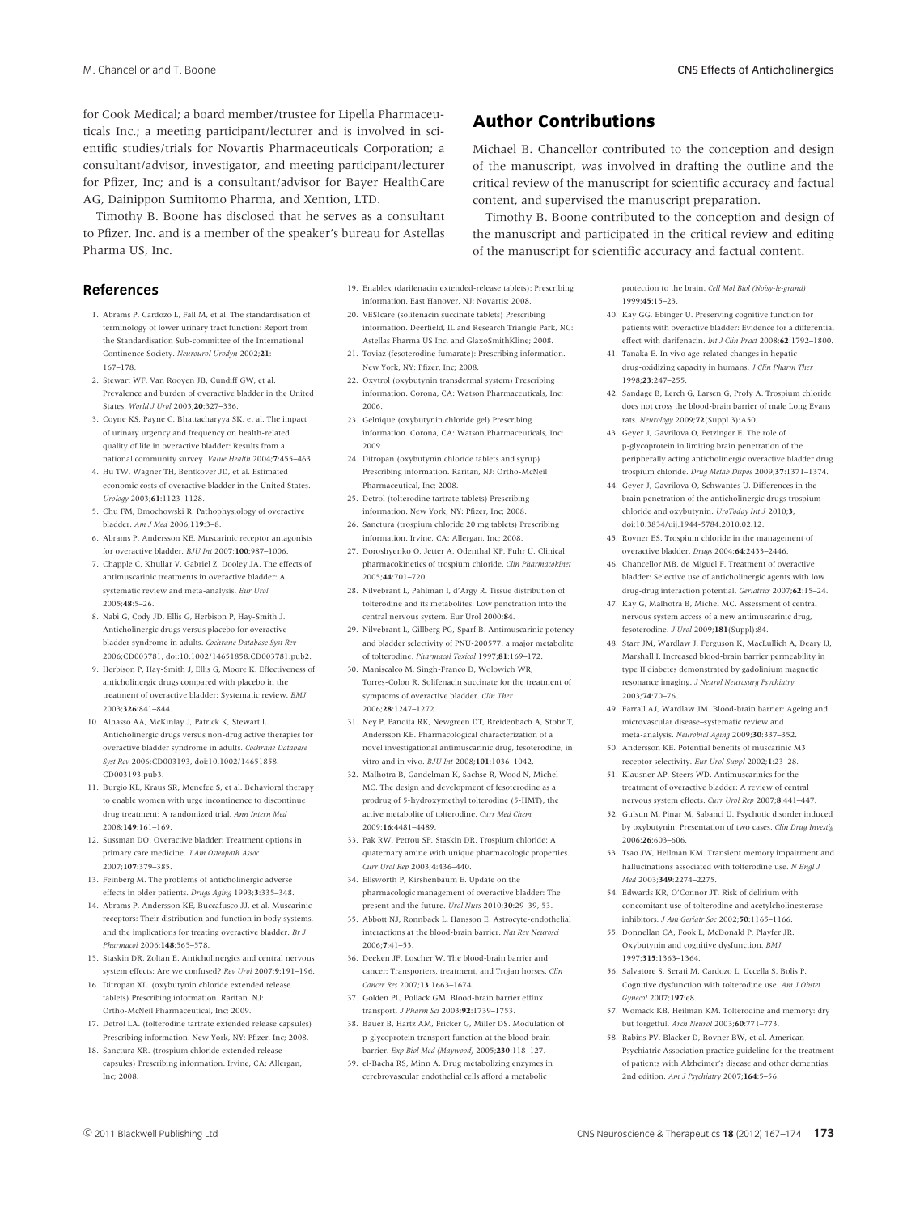for Cook Medical; a board member/trustee for Lipella Pharmaceuticals Inc.; a meeting participant/lecturer and is involved in scientific studies/trials for Novartis Pharmaceuticals Corporation; a consultant/advisor, investigator, and meeting participant/lecturer for Pfizer, Inc; and is a consultant/advisor for Bayer HealthCare AG, Dainippon Sumitomo Pharma, and Xention, LTD.

Timothy B. Boone has disclosed that he serves as a consultant to Pfizer, Inc. and is a member of the speaker's bureau for Astellas Pharma US, Inc.

## Author Contributions

Michael B. Chancellor contributed to the conception and design of the manuscript, was involved in drafting the outline and the critical review of the manuscript for scientific accuracy and factual content, and supervised the manuscript preparation.

Timothy B. Boone contributed to the conception and design of the manuscript and participated in the critical review and editing of the manuscript for scientific accuracy and factual content.

## References

1. Abrams P, Cardozo L, Fall M, et al. The standardisation of terminology of lower urinary tract function: Report from the Standardisation Sub-committee of the International Continence Society. *Neurourol Urodyn* 2002;**21**:167–178.
2. Stewart WF, Van Rooyen JB, Cundiff GW, et al. Prevalence and burden of overactive bladder in the United States. *World J Urol* 2003;**20**:327–336.
3. Coyne KS, Payne C, Bhattacharyya SK, et al. The impact of urinary urgency and frequency on health-related quality of life in overactive bladder: Results from a national community survey. *Value Health* 2004;**7**:455–463.
4. Hu TW, Wagner TH, Bentkover JD, et al. Estimated economic costs of overactive bladder in the United States. *Urology* 2003;**61**:1123–1128.
5. Chu FM, Dmochowski R. Pathophysiology of overactive bladder. *Am J Med* 2006;**119**:3–8.
6. Abrams P, Andersson KE. Muscarinic receptor antagonists for overactive bladder. *BJU Int* 2007;**100**:987–1006.
7. Chapple C, Khullar V, Gabriel Z, Dooley JA. The effects of antimuscarinic treatments in overactive bladder: A systematic review and meta-analysis. *Eur Urol* 2005;**48**:5–26.
8. Nabi G, Cody JD, Ellis G, Herbison P, Hay-Smith J. Anticholinergic drugs versus placebo for overactive bladder syndrome in adults. *Cochrane Database Syst Rev* 2006;CD003781, doi:10.1002/14651858.CD003781.pub2.
9. Herbison P, Hay-Smith J, Ellis G, Moore K. Effectiveness of anticholinergic drugs compared with placebo in the treatment of overactive bladder: Systematic review. *BMJ* 2003;**326**:841–844.
10. Alhasso AA, McKinlay J, Patrick K, Stewart L. Anticholinergic drugs versus non-drug active therapies for overactive bladder syndrome in adults. *Cochrane Database Syst Rev* 2006:CD003193, doi:10.1002/14651858.CD003193.pub3.
11. Burgio KL, Kraus SR, Menefee S, et al. Behavioral therapy to enable women with urge incontinence to discontinue drug treatment: A randomized trial. *Ann Intern Med* 2008;**149**:161–169.
12. Sussman DO. Overactive bladder: Treatment options in primary care medicine. *J Am Osteopath Assoc* 2007;**107**:379–385.
13. Feinberg M. The problems of anticholinergic adverse effects in older patients. *Drugs Aging* 1993;**3**:335–348.
14. Abrams P, Andersson KE, Buccafusco JJ, et al. Muscarinic receptors: Their distribution and function in body systems, and the implications for treating overactive bladder. *Br J Pharmacol* 2006;**148**:565–578.
15. Staskin DR, Zoltan E. Anticholinergics and central nervous system effects: Are we confused? *Rev Urol* 2007;**9**:191–196.
16. Ditropan XL. (oxybutynin chloride extended release tablets) Prescribing information. Raritan, NJ: Ortho-McNeil Pharmaceutical, Inc; 2009.
17. Detrol LA. (tolterodine tartrate extended release capsules) Prescribing information. New York, NY: Pfizer, Inc; 2008.
18. Sanctura XR. (trospium chloride extended release capsules) Prescribing information. Irvine, CA: Allergan, Inc; 2008.
19. Enablex (darifenacin extended-release tablets): Prescribing information. East Hanover, NJ: Novartis; 2008.
20. VESIcare (solifenacin succinate tablets) Prescribing information. Deerfield, IL and Research Triangle Park, NC: Astellas Pharma US Inc. and GlaxoSmithKline; 2008.
21. Toviaz (fesoterodine fumarate): Prescribing information. New York, NY: Pfizer, Inc; 2008.
22. Oxytrol (oxybutynin transdermal system) Prescribing information. Corona, CA: Watson Pharmaceuticals, Inc; 2006.
23. Gelnique (oxybutynin chloride gel) Prescribing information. Corona, CA: Watson Pharmaceuticals, Inc; 2009.
24. Ditropan (oxybutynin chloride tablets and syrup) Prescribing information. Raritan, NJ: Ortho-McNeil Pharmaceutical, Inc; 2008.
25. Detrol (tolterodine tartrate tablets) Prescribing information. New York, NY: Pfizer, Inc; 2008.
26. Sanctura (trospium chloride 20 mg tablets) Prescribing information. Irvine, CA: Allergan, Inc; 2008.
27. Doroshyenko O, Jetter A, Odenthal KP, Fuhr U. Clinical pharmacokinetics of trospium chloride. *Clin Pharmacokinet* 2005;**44**:701–720.
28. Nilvebrant L, Pahlman I, d'Argy R. Tissue distribution of tolterodine and its metabolites: Low penetration into the central nervous system. Eur Urol 2000;**84**.
29. Nilvebrant L, Gillberg PG, Sparf B. Antimuscarinic potency and bladder selectivity of PNU-200577, a major metabolite of tolterodine. *Pharmacol Toxicol* 1997;**81**:169–172.
30. Maniscalco M, Singh-Franco D, Wolowich WR, Torres-Colon R. Solifenacin succinate for the treatment of symptoms of overactive bladder. *Clin Ther* 2006;**28**:1247–1272.
31. Ney P, Pandita RK, Newgreen DT, Breidenbach A, Stohr T, Andersson KE. Pharmacological characterization of a novel investigational antimuscarinic drug, fesoterodine, in vitro and in vivo. *BJU Int* 2008;**101**:1036–1042.
32. Malhotra B, Gandelman K, Sachse R, Wood N, Michel MC. The design and development of fesoterodine as a prodrug of 5-hydroxymethyl tolterodine (5-HMT), the active metabolite of tolterodine. *Curr Med Chem* 2009;**16**:4481–4489.
33. Pak RW, Petrou SP, Staskin DR. Trospium chloride: A quaternary amine with unique pharmacologic properties. *Curr Urol Rep* 2003;**4**:436–440.
34. Ellsworth P, Kirshenbaum E. Update on the pharmacologic management of overactive bladder: The present and the future. *Urol Nurs* 2010;**30**:29–39, 53.
35. Abbott NJ, Ronnback L, Hansson E. Astrocyte-endothelial interactions at the blood-brain barrier. *Nat Rev Neurosci* 2006;**7**:41–53.
36. Deeken JF, Loscher W. The blood-brain barrier and cancer: Transporters, treatment, and Trojan horses. *Clin Cancer Res* 2007;**13**:1663–1674.
37. Golden PL, Pollack GM. Blood-brain barrier efflux transport. *J Pharm Sci* 2003;**92**:1739–1753.
38. Bauer B, Hartz AM, Fricker G, Miller DS. Modulation of p-glycoprotein transport function at the blood-brain barrier. *Exp Biol Med (Maywood)* 2005;**230**:118–127.
39. el-Bacha RS, Minn A. Drug metabolizing enzymes in cerebrovascular endothelial cells afford a metabolic protection to the brain. *Cell Mol Biol (Noisy-le-grand)* 1999;**45**:15–23.
40. Kay GG, Ebinger U. Preserving cognitive function for patients with overactive bladder: Evidence for a differential effect with darifenacin. *Int J Clin Pract* 2008;**62**:1792–1800.
41. Tanaka E. In vivo age-related changes in hepatic drug-oxidizing capacity in humans. *J Clin Pharm Ther* 1998;**23**:247–255.
42. Sandage B, Lerch G, Larsen G, Profy A. Trospium chloride does not cross the blood-brain barrier of male Long Evans rats. *Neurology* 2009;**72**(Suppl 3):A50.
43. Geyer J, Gavrilova O, Petzinger E. The role of p-glycoprotein in limiting brain penetration of the peripherally acting anticholinergic overactive bladder drug trospium chloride. *Drug Metab Dispos* 2009;**37**:1371–1374.
44. Geyer J, Gavrilova O, Schwantes U. Differences in the brain penetration of the anticholinergic drugs trospium chloride and oxybutynin. *UroToday Int J* 2010;**3**, doi:10.3834/uij.1944-5784.2010.02.12.
45. Rovner ES. Trospium chloride in the management of overactive bladder. *Drugs* 2004;**64**:2433–2446.
46. Chancellor MB, de Miguel F. Treatment of overactive bladder: Selective use of anticholinergic agents with low drug-drug interaction potential. *Geriatrics* 2007;**62**:15–24.
47. Kay G, Malhotra B, Michel MC. Assessment of central nervous system access of a new antimuscarinic drug, fesoterodine. *J Urol* 2009;**181**(Suppl):84.
48. Starr JM, Wardlaw J, Ferguson K, MacLullich A, Deary IJ, Marshall I. Increased blood-brain barrier permeability in type II diabetes demonstrated by gadolinium magnetic resonance imaging. *J Neurol Neurosurg Psychiatry* 2003;**74**:70–76.
49. Farrall AJ, Wardlaw JM. Blood-brain barrier: Ageing and microvascular disease–systematic review and meta-analysis. *Neurobiol Aging* 2009;**30**:337–352.
50. Andersson KE. Potential benefits of muscarinic M3 receptor selectivity. *Eur Urol Suppl* 2002;**1**:23–28.
51. Klausner AP, Steers WD. Antimuscarinics for the treatment of overactive bladder: A review of central nervous system effects. *Curr Urol Rep* 2007;**8**:441–447.
52. Gulsun M, Pinar M, Sabanci U. Psychotic disorder induced by oxybutynin: Presentation of two cases. *Clin Drug Investig* 2006;**26**:603–606.
53. Tsao JW, Heilman KM. Transient memory impairment and hallucinations associated with tolterodine use. *N Engl J Med* 2003;**349**:2274–2275.
54. Edwards KR, O'Connor JT. Risk of delirium with concomitant use of tolterodine and acetylcholinesterase inhibitors. *J Am Geriatr Soc* 2002;**50**:1165–1166.
55. Donnellan CA, Fook L, McDonald P, Playfer JR. Oxybutynin and cognitive dysfunction. *BMJ* 1997;**315**:1363–1364.
56. Salvatore S, Serati M, Cardozo L, Uccella S, Bolis P. Cognitive dysfunction with tolterodine use. *Am J Obstet Gynecol* 2007;**197**:e8.
57. Womack KB, Heilman KM. Tolterodine and memory: dry but forgetful. *Arch Neurol* 2003;**60**:771–773.
58. Rabins PV, Blacker D, Rovner BW, et al. American Psychiatric Association practice guideline for the treatment of patients with Alzheimer's disease and other dementias. 2nd edition. *Am J Psychiatry* 2007;**164**:5–56.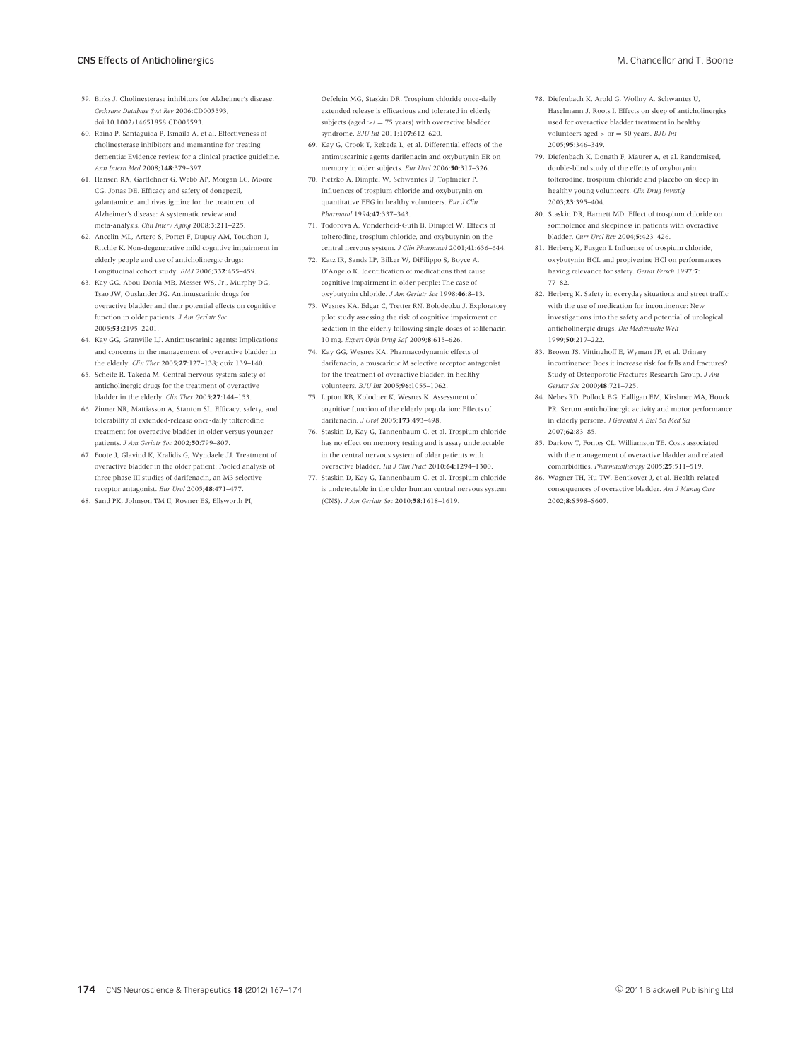59. Birks J. Cholinesterase inhibitors for Alzheimer's disease. *Cochrane Database Syst Rev* 2006:CD005593, doi:10.1002/14651858.CD005593.
60. Raina P, Santaguida P, Ismaila A, et al. Effectiveness of cholinesterase inhibitors and memantine for treating dementia: Evidence review for a clinical practice guideline. *Ann Intern Med* 2008;**148**:379–397.
61. Hansen RA, Gartlehner G, Webb AP, Morgan LC, Moore CG, Jonas DE. Efficacy and safety of donepezil, galantamine, and rivastigmine for the treatment of Alzheimer's disease: A systematic review and meta-analysis. *Clin Interv Aging* 2008;**3**:211–225.
62. Ancelin ML, Artero S, Portet F, Dupuy AM, Touchon J, Ritchie K. Non-degenerative mild cognitive impairment in elderly people and use of anticholinergic drugs: Longitudinal cohort study. *BMJ* 2006;**332**:455–459.
63. Kay GG, Abou-Donia MB, Messer WS, Jr., Murphy DG, Tsao JW, Ouslander JG. Antimuscarinic drugs for overactive bladder and their potential effects on cognitive function in older patients. *J Am Geriatr Soc* 2005;**53**:2195–2201.
64. Kay GG, Granville LJ. Antimuscarinic agents: Implications and concerns in the management of overactive bladder in the elderly. *Clin Ther* 2005;**27**:127–138; quiz 139–140.
65. Scheife R, Takeda M. Central nervous system safety of anticholinergic drugs for the treatment of overactive bladder in the elderly. *Clin Ther* 2005;**27**:144–153.
66. Zinner NR, Mattiasson A, Stanton SL. Efficacy, safety, and tolerability of extended-release once-daily tolterodine treatment for overactive bladder in older versus younger patients. *J Am Geriatr Soc* 2002;**50**:799–807.
67. Foote J, Glavind K, Kralidis G, Wyndaele JJ. Treatment of overactive bladder in the older patient: Pooled analysis of three phase III studies of darifenacin, an M3 selective receptor antagonist. *Eur Urol* 2005;**48**:471–477.
68. Sand PK, Johnson TM II, Rovner ES, Ellsworth PI, Oefelein MG, Staskin DR. Trospium chloride once-daily extended release is efficacious and tolerated in elderly subjects (aged >/ = 75 years) with overactive bladder syndrome. *BJU Int* 2011;**107**:612–620.
69. Kay G, Crook T, Rekeda L, et al. Differential effects of the antimuscarinic agents darifenacin and oxybutynin ER on memory in older subjects. *Eur Urol* 2006;**50**:317–326.
70. Pietzko A, Dimpfel W, Schwantes U, Topfmeier P. Influences of trospium chloride and oxybutynin on quantitative EEG in healthy volunteers. *Eur J Clin Pharmacol* 1994;**47**:337–343.
71. Todorova A, Vonderheid-Guth B, Dimpfel W. Effects of tolterodine, trospium chloride, and oxybutynin on the central nervous system. *J Clin Pharmacol* 2001;**41**:636–644.
72. Katz IR, Sands LP, Bilker W, DiFilippo S, Boyce A, D'Angelo K. Identification of medications that cause cognitive impairment in older people: The case of oxybutynin chloride. *J Am Geriatr Soc* 1998;**46**:8–13.
73. Wesnes KA, Edgar C, Tretter RN, Bolodeoku J. Exploratory pilot study assessing the risk of cognitive impairment or sedation in the elderly following single doses of solifenacin 10 mg. *Expert Opin Drug Saf* 2009;**8**:615–626.
74. Kay GG, Wesnes KA. Pharmacodynamic effects of darifenacin, a muscarinic M selective receptor antagonist for the treatment of overactive bladder, in healthy volunteers. *BJU Int* 2005;**96**:1055–1062.
75. Lipton RB, Kolodner K, Wesnes K. Assessment of cognitive function of the elderly population: Effects of darifenacin. *J Urol* 2005;**173**:493–498.
76. Staskin D, Kay G, Tannenbaum C, et al. Trospium chloride has no effect on memory testing and is assay undetectable in the central nervous system of older patients with overactive bladder. *Int J Clin Pract* 2010;**64**:1294–1300.
77. Staskin D, Kay G, Tannenbaum C, et al. Trospium chloride is undetectable in the older human central nervous system (CNS). *J Am Geriatr Soc* 2010;**58**:1618–1619.
78. Diefenbach K, Arold G, Wollny A, Schwantes U, Haselmann J, Roots I. Effects on sleep of anticholinergics used for overactive bladder treatment in healthy volunteers aged > or = 50 years. *BJU Int* 2005;**95**:346–349.
79. Diefenbach K, Donath F, Maurer A, et al. Randomised, double-blind study of the effects of oxybutynin, tolterodine, trospium chloride and placebo on sleep in healthy young volunteers. *Clin Drug Investig* 2003;**23**:395–404.
80. Staskin DR, Harnett MD. Effect of trospium chloride on somnolence and sleepiness in patients with overactive bladder. *Curr Urol Rep* 2004;**5**:423–426.
81. Herberg K, Fusgen I. Influence of trospium chloride, oxybutynin HCL and propiverine HCl on performances having relevance for safety. *Geriat Fersch* 1997;**7**: 77–82.
82. Herberg K. Safety in everyday situations and street traffic with the use of medication for incontinence: New investigations into the safety and potential of urological anticholinergic drugs. *Die Medizinsche Welt* 1999;**50**:217–222.
83. Brown JS, Vittinghoff E, Wyman JF, et al. Urinary incontinence: Does it increase risk for falls and fractures? Study of Osteoporotic Fractures Research Group. *J Am Geriatr Soc* 2000;**48**:721–725.
84. Nebes RD, Pollock BG, Halligan EM, Kirshner MA, Houck PR. Serum anticholinergic activity and motor performance in elderly persons. *J Gerontol A Biol Sci Med Sci* 2007;**62**:83–85.
85. Darkow T, Fontes CL, Williamson TE. Costs associated with the management of overactive bladder and related comorbidities. *Pharmacotherapy* 2005;**25**:511–519.
86. Wagner TH, Hu TW, Bentkover J, et al. Health-related consequences of overactive bladder. *Am J Manag Care* 2002;**8**:S598–S607.